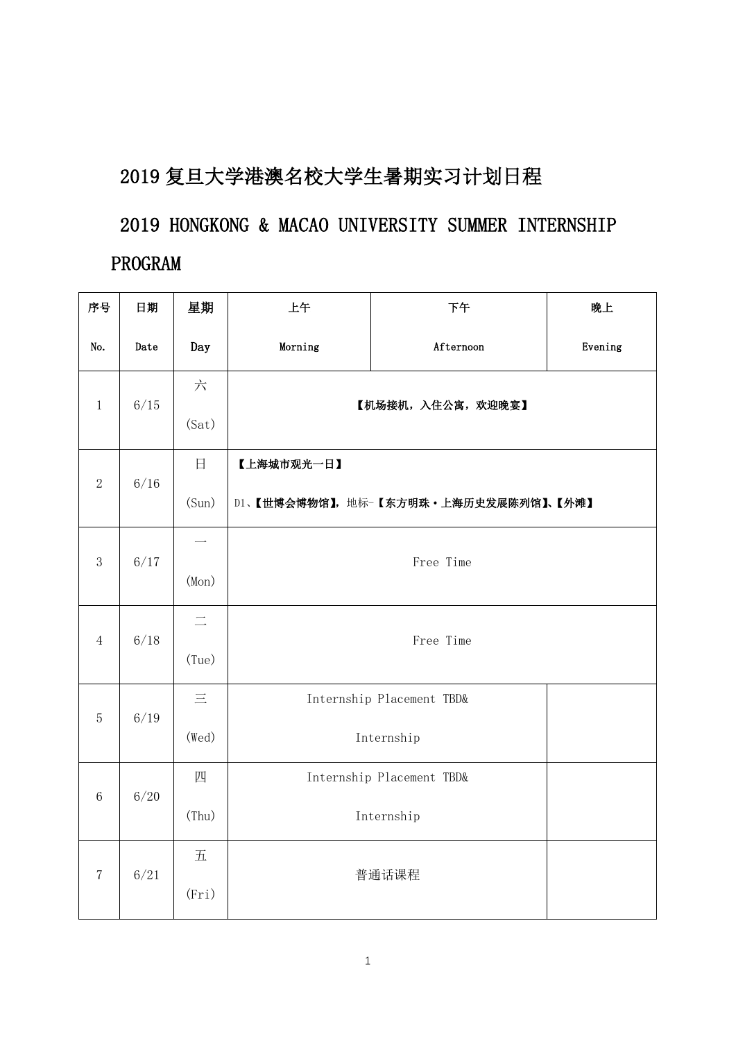# 2019复旦大学港澳名校大学生暑期实习计划日程

# 2019 HONGKONG & MACAO UNIVERSITY SUMMER INTERNSHIP PROGRAM

| 序号 No. | 日期 Date | 星期 Day | 上午 Morning | 下午 Afternoon | 晚上 Evening |
|---|---|---|---|---|---|
| 1 | 6/15 | 六 (Sat) | **【机场接机，入住公寓，欢迎晚宴】** | | |
| 2 | 6/16 | 日 (Sun) | **【上海城市观光一日】**<br>D1、**【世博会博物馆】**，地标-**【东方明珠·上海历史发展陈列馆】**、**【外滩】** | | |
| 3 | 6/17 | 一 (Mon) | Free Time | | |
| 4 | 6/18 | 二 (Tue) | Free Time | | |
| 5 | 6/19 | 三 (Wed) | Internship Placement TBD& Internship | | |
| 6 | 6/20 | 四 (Thu) | Internship Placement TBD& Internship | | |
| 7 | 6/21 | 五 (Fri) | 普通话课程 | | |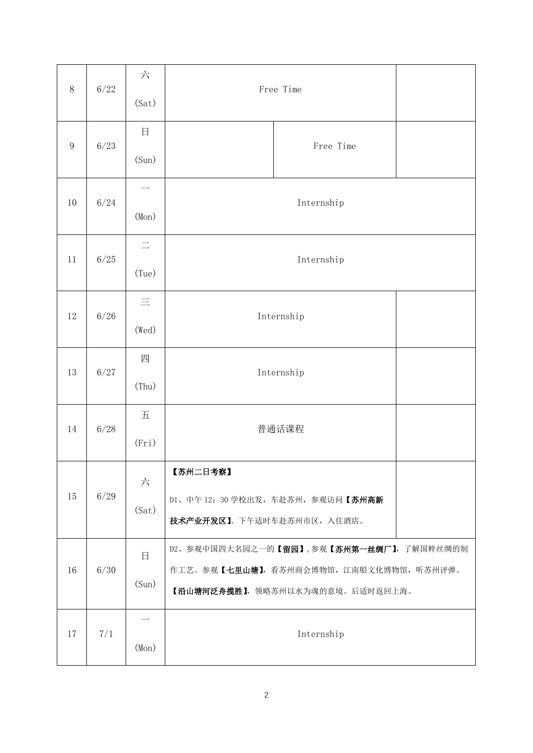| 8 | 6/22 | 六 (Sat) | Free Time | | |
|---|---|---|---|---|---|
| 9 | 6/23 | 日 (Sun) | | Free Time | |
| 10 | 6/24 | 一 (Mon) | Internship | | |
| 11 | 6/25 | 二 (Tue) | Internship | | |
| 12 | 6/26 | 三 (Wed) | Internship | | |
| 13 | 6/27 | 四 (Thu) | Internship | | |
| 14 | 6/28 | 五 (Fri) | 普通话课程 | | |
| 15 | 6/29 | 六 (Sat) | **【苏州二日考察】** D1、中午 12：30 学校出发，车赴苏州，参观访问**【苏州高新技术产业开发区】**。下午适时车赴苏州市区，入住酒店。 | | |
| 16 | 6/30 | 日 (Sun) | D2、参观中国四大名园之一的**【留园】**，参观**【苏州第一丝绸厂】**，了解国粹丝绸的制作工艺。参观**【七里山塘】**，看苏州商会博物馆，江南船文化博物馆，听苏州评弹。**【沿山塘河泛舟揽胜】**，领略苏州以水为魂的意境。后适时返回上海。 | | |
| 17 | 7/1 | 一 (Mon) | Internship | | |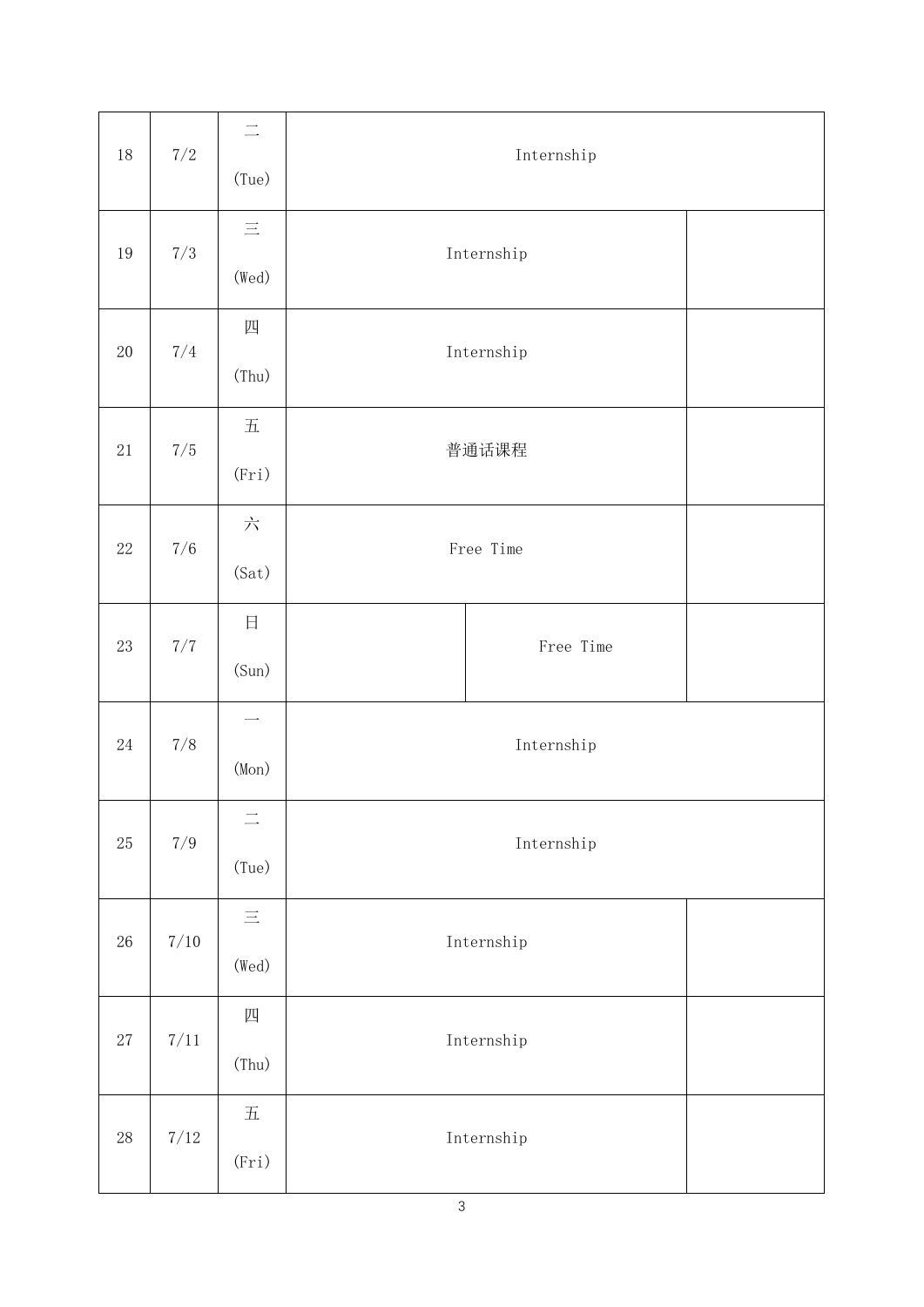| | | | | | |
|---|---|---|---|---|---|
| 18 | 7/2 | 二 (Tue) | Internship | | |
| 19 | 7/3 | 三 (Wed) | Internship | | |
| 20 | 7/4 | 四 (Thu) | Internship | | |
| 21 | 7/5 | 五 (Fri) | 普通话课程 | | |
| 22 | 7/6 | 六 (Sat) | Free Time | | |
| 23 | 7/7 | 日 (Sun) | | Free Time | |
| 24 | 7/8 | 一 (Mon) | Internship | | |
| 25 | 7/9 | 二 (Tue) | Internship | | |
| 26 | 7/10 | 三 (Wed) | Internship | | |
| 27 | 7/11 | 四 (Thu) | Internship | | |
| 28 | 7/12 | 五 (Fri) | Internship | | |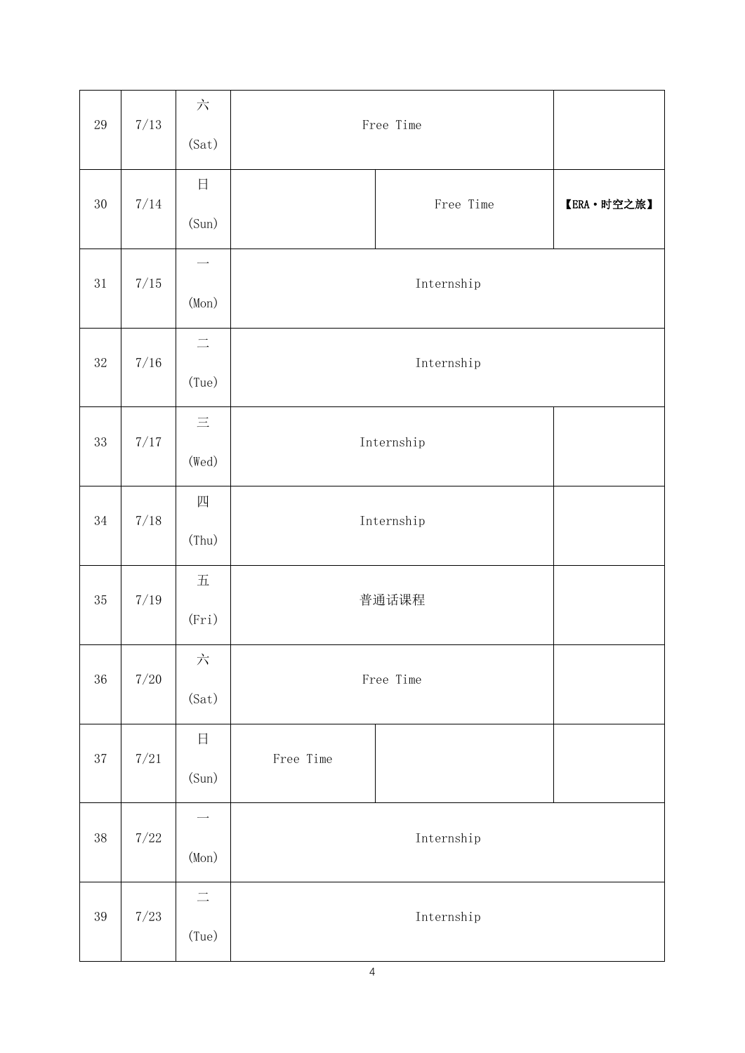| 29 | 7/13 | 六 (Sat) | Free Time | | |
|---|---|---|---|---|---|
| 30 | 7/14 | 日 (Sun) | | Free Time | 【ERA·时空之旅】 |
| 31 | 7/15 | 一 (Mon) | Internship | | |
| 32 | 7/16 | 二 (Tue) | Internship | | |
| 33 | 7/17 | 三 (Wed) | Internship | | |
| 34 | 7/18 | 四 (Thu) | Internship | | |
| 35 | 7/19 | 五 (Fri) | 普通话课程 | | |
| 36 | 7/20 | 六 (Sat) | Free Time | | |
| 37 | 7/21 | 日 (Sun) | Free Time | | |
| 38 | 7/22 | 一 (Mon) | Internship | | |
| 39 | 7/23 | 二 (Tue) | Internship | | |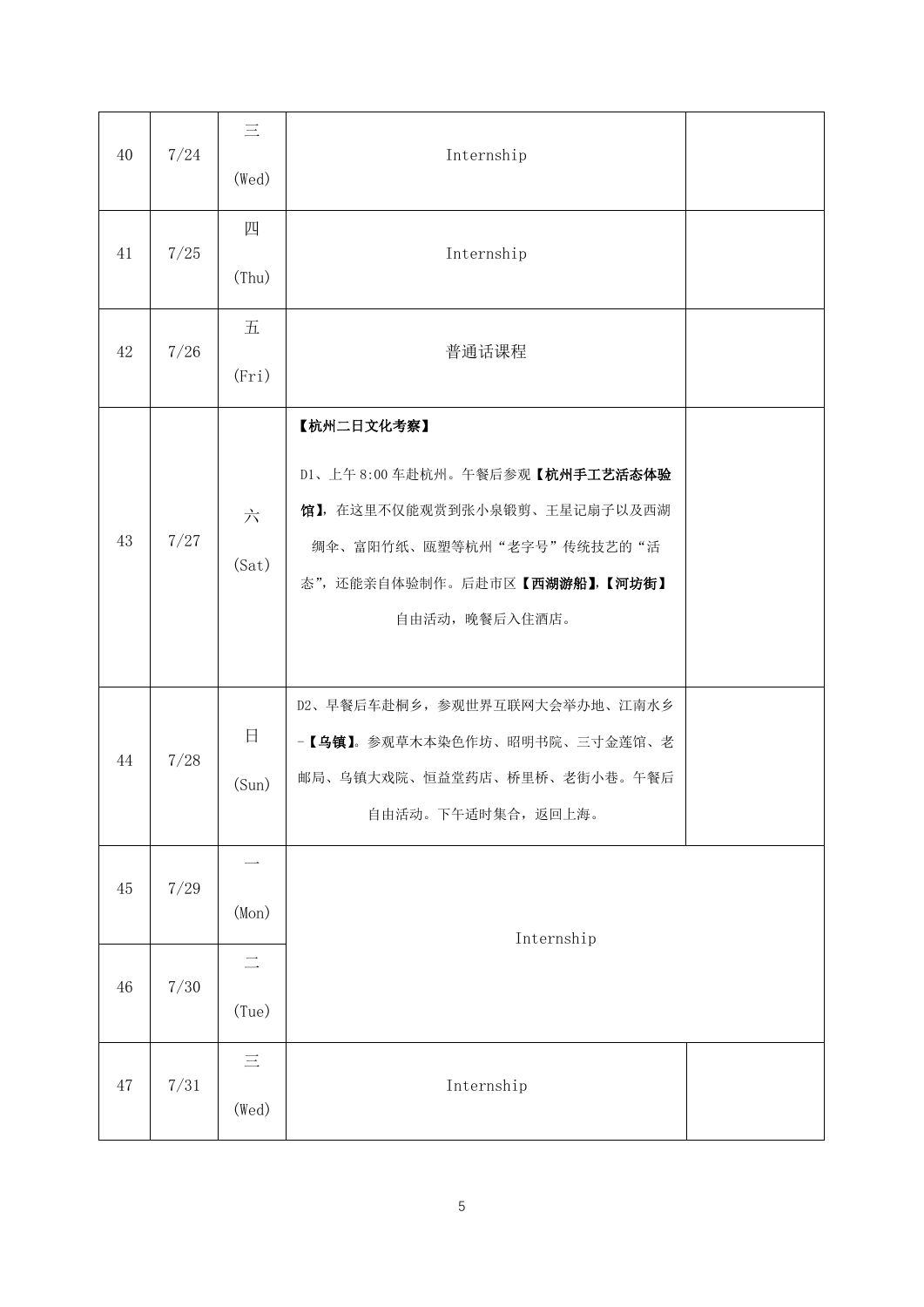| 40 | 7/24 | 三 (Wed) | Internship | |
|---|---|---|---|---|
| 41 | 7/25 | 四 (Thu) | Internship | |
| 42 | 7/26 | 五 (Fri) | 普通话课程 | |
| 43 | 7/27 | 六 (Sat) | **【杭州二日文化考察】**<br><br>D1、上午 8:00 车赴杭州。午餐后参观**【杭州手工艺活态体验馆】**，在这里不仅能观赏到张小泉锻剪、王星记扇子以及西湖绸伞、富阳竹纸、瓯塑等杭州“老字号”传统技艺的“活态”，还能亲自体验制作。后赴市区**【西湖游船】**,**【河坊街】**自由活动，晚餐后入住酒店。 | |
| 44 | 7/28 | 日 (Sun) | D2、早餐后车赴桐乡，参观世界互联网大会举办地、江南水乡-**【乌镇】**。参观草木本染色作坊、昭明书院、三寸金莲馆、老邮局、乌镇大戏院、恒益堂药店、桥里桥、老街小巷。午餐后自由活动。下午适时集合，返回上海。 | |
| 45 | 7/29 | 一 (Mon) | Internship | |
| 46 | 7/30 | 二 (Tue) | | |
| 47 | 7/31 | 三 (Wed) | Internship | |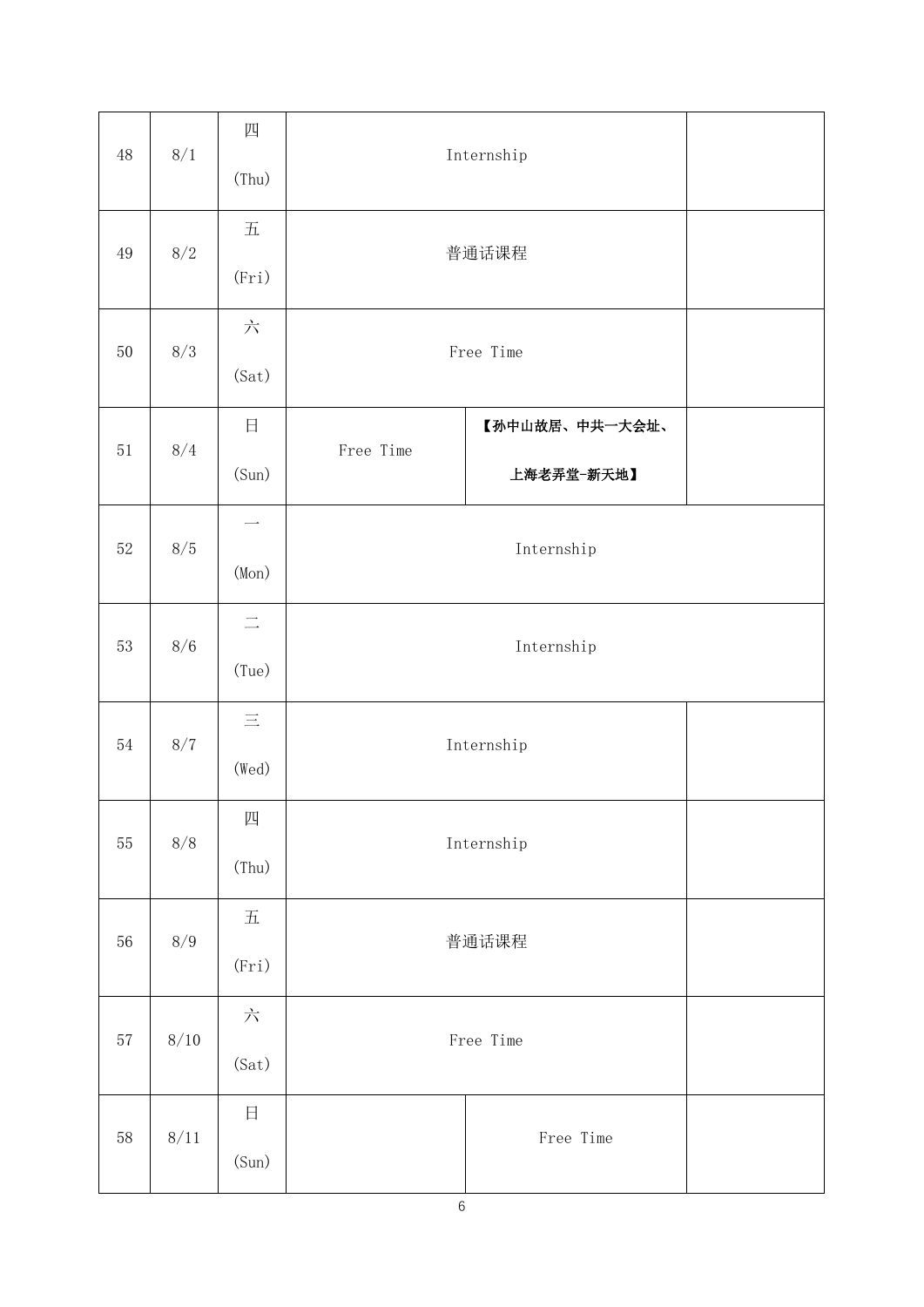| | | | | | |
|---|---|---|---|---|---|
| 48 | 8/1 | 四 (Thu) | Internship | | |
| 49 | 8/2 | 五 (Fri) | 普通话课程 | | |
| 50 | 8/3 | 六 (Sat) | Free Time | | |
| 51 | 8/4 | 日 (Sun) | Free Time | **【孙中山故居、中共一大会址、上海老弄堂-新天地】** | |
| 52 | 8/5 | 一 (Mon) | Internship | | |
| 53 | 8/6 | 二 (Tue) | Internship | | |
| 54 | 8/7 | 三 (Wed) | Internship | | |
| 55 | 8/8 | 四 (Thu) | Internship | | |
| 56 | 8/9 | 五 (Fri) | 普通话课程 | | |
| 57 | 8/10 | 六 (Sat) | Free Time | | |
| 58 | 8/11 | 日 (Sun) | | Free Time | |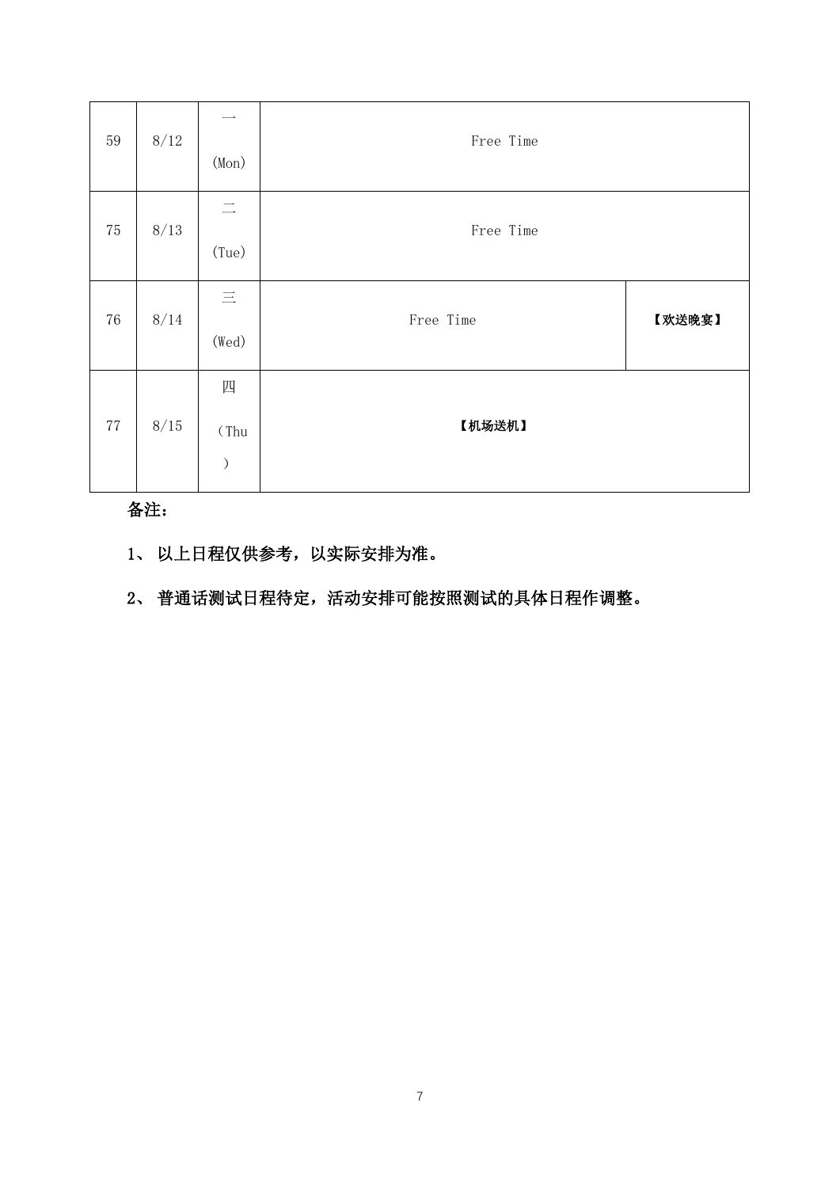| | | | | |
|---|---|---|---|---|
| 59 | 8/12 | 一 (Mon) | Free Time | |
| 75 | 8/13 | 二 (Tue) | Free Time | |
| 76 | 8/14 | 三 (Wed) | Free Time | **【欢送晚宴】** |
| 77 | 8/15 | 四 （Thu ） | **【机场送机】** | |

**备注：**

**1、 以上日程仅供参考，以实际安排为准。**

**2、 普通话测试日程待定，活动安排可能按照测试的具体日程作调整。**